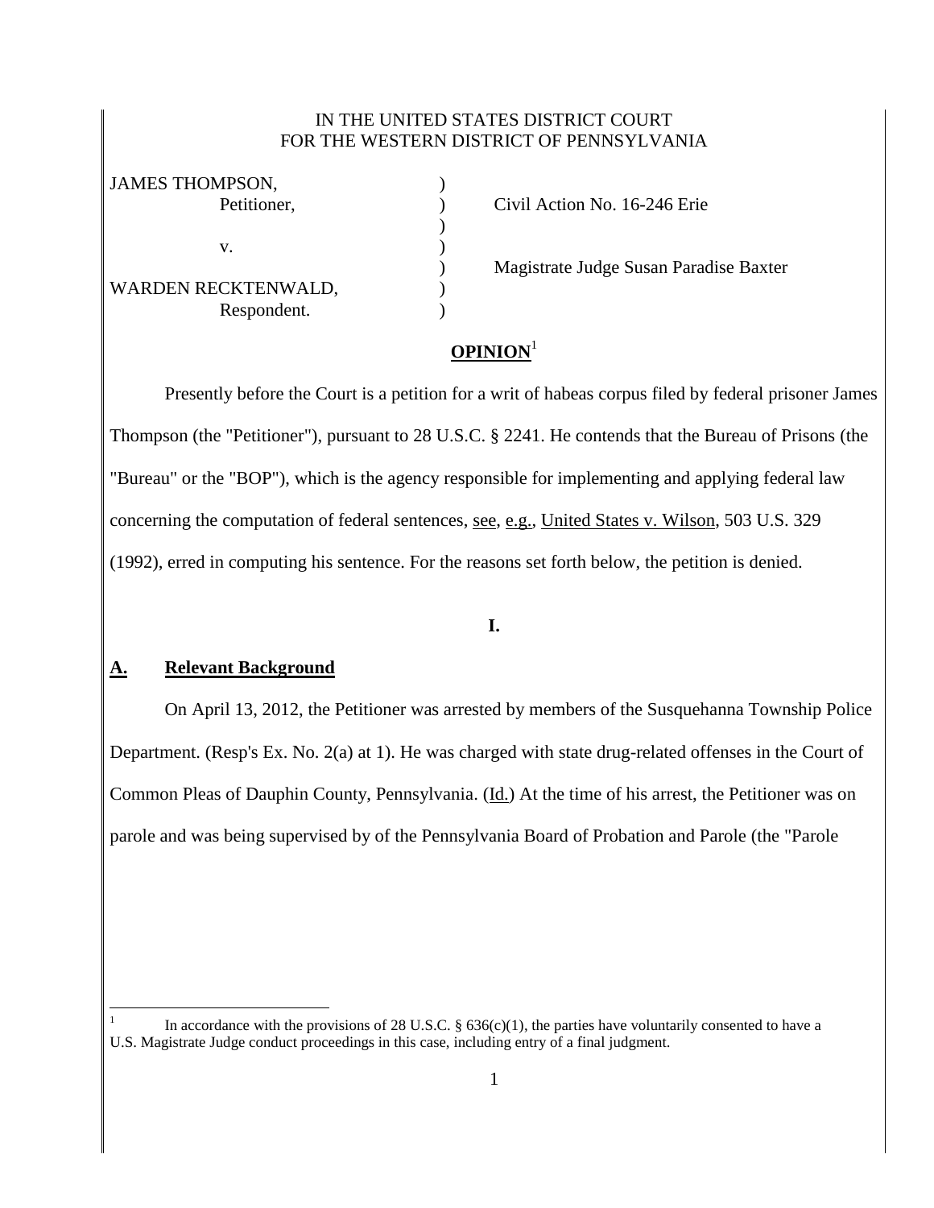IN THE UNITED STATES DISTRICT COURT
FOR THE WESTERN DISTRICT OF PENNSYLVANIA

| | | |
|---|---|---|
| JAMES THOMPSON, | ) | |
| Petitioner, | ) | Civil Action No. 16-246 Erie |
| | ) | |
| v. | ) | |
| | ) | Magistrate Judge Susan Paradise Baxter |
| WARDEN RECKTENWALD, | ) | |
| Respondent. | ) | |

## OPINION[1]

Presently before the Court is a petition for a writ of habeas corpus filed by federal prisoner James Thompson (the "Petitioner"), pursuant to 28 U.S.C. § 2241. He contends that the Bureau of Prisons (the "Bureau" or the "BOP"), which is the agency responsible for implementing and applying federal law concerning the computation of federal sentences, see, e.g., United States v. Wilson, 503 U.S. 329 (1992), erred in computing his sentence. For the reasons set forth below, the petition is denied.

## I.

### A. Relevant Background

On April 13, 2012, the Petitioner was arrested by members of the Susquehanna Township Police Department. (Resp's Ex. No. 2(a) at 1). He was charged with state drug-related offenses in the Court of Common Pleas of Dauphin County, Pennsylvania. (Id.) At the time of his arrest, the Petitioner was on parole and was being supervised by of the Pennsylvania Board of Probation and Parole (the "Parole

---

[1] In accordance with the provisions of 28 U.S.C. § 636(c)(1), the parties have voluntarily consented to have a U.S. Magistrate Judge conduct proceedings in this case, including entry of a final judgment.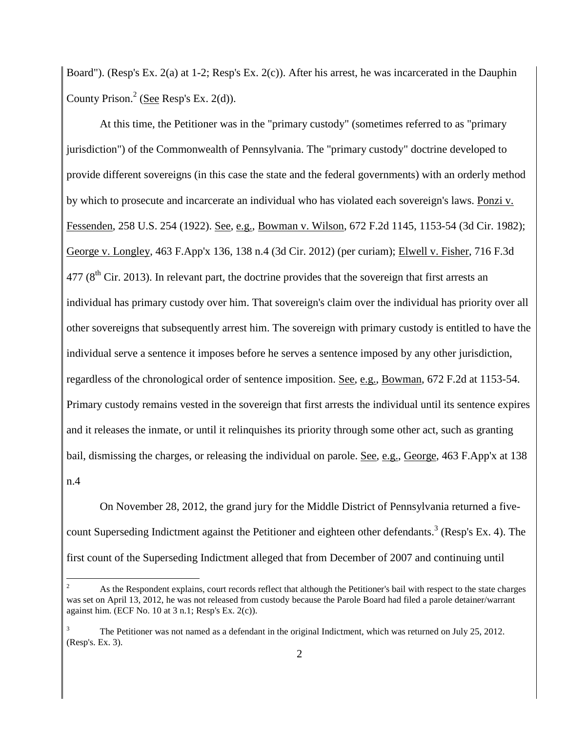Board"). (Resp's Ex. 2(a) at 1-2; Resp's Ex. 2(c)). After his arrest, he was incarcerated in the Dauphin County Prison.[2] (See Resp's Ex. 2(d)).

At this time, the Petitioner was in the "primary custody" (sometimes referred to as "primary jurisdiction") of the Commonwealth of Pennsylvania. The "primary custody" doctrine developed to provide different sovereigns (in this case the state and the federal governments) with an orderly method by which to prosecute and incarcerate an individual who has violated each sovereign's laws. Ponzi v. Fessenden, 258 U.S. 254 (1922). See, e.g., Bowman v. Wilson, 672 F.2d 1145, 1153-54 (3d Cir. 1982); George v. Longley, 463 F.App'x 136, 138 n.4 (3d Cir. 2012) (per curiam); Elwell v. Fisher, 716 F.3d 477 (8th Cir. 2013). In relevant part, the doctrine provides that the sovereign that first arrests an individual has primary custody over him. That sovereign's claim over the individual has priority over all other sovereigns that subsequently arrest him. The sovereign with primary custody is entitled to have the individual serve a sentence it imposes before he serves a sentence imposed by any other jurisdiction, regardless of the chronological order of sentence imposition. See, e.g., Bowman, 672 F.2d at 1153-54. Primary custody remains vested in the sovereign that first arrests the individual until its sentence expires and it releases the inmate, or until it relinquishes its priority through some other act, such as granting bail, dismissing the charges, or releasing the individual on parole. See, e.g., George, 463 F.App'x at 138 n.4

On November 28, 2012, the grand jury for the Middle District of Pennsylvania returned a five-count Superseding Indictment against the Petitioner and eighteen other defendants.[3] (Resp's Ex. 4). The first count of the Superseding Indictment alleged that from December of 2007 and continuing until

---

[2] As the Respondent explains, court records reflect that although the Petitioner's bail with respect to the state charges was set on April 13, 2012, he was not released from custody because the Parole Board had filed a parole detainer/warrant against him. (ECF No. 10 at 3 n.1; Resp's Ex. 2(c)).

[3] The Petitioner was not named as a defendant in the original Indictment, which was returned on July 25, 2012. (Resp's. Ex. 3).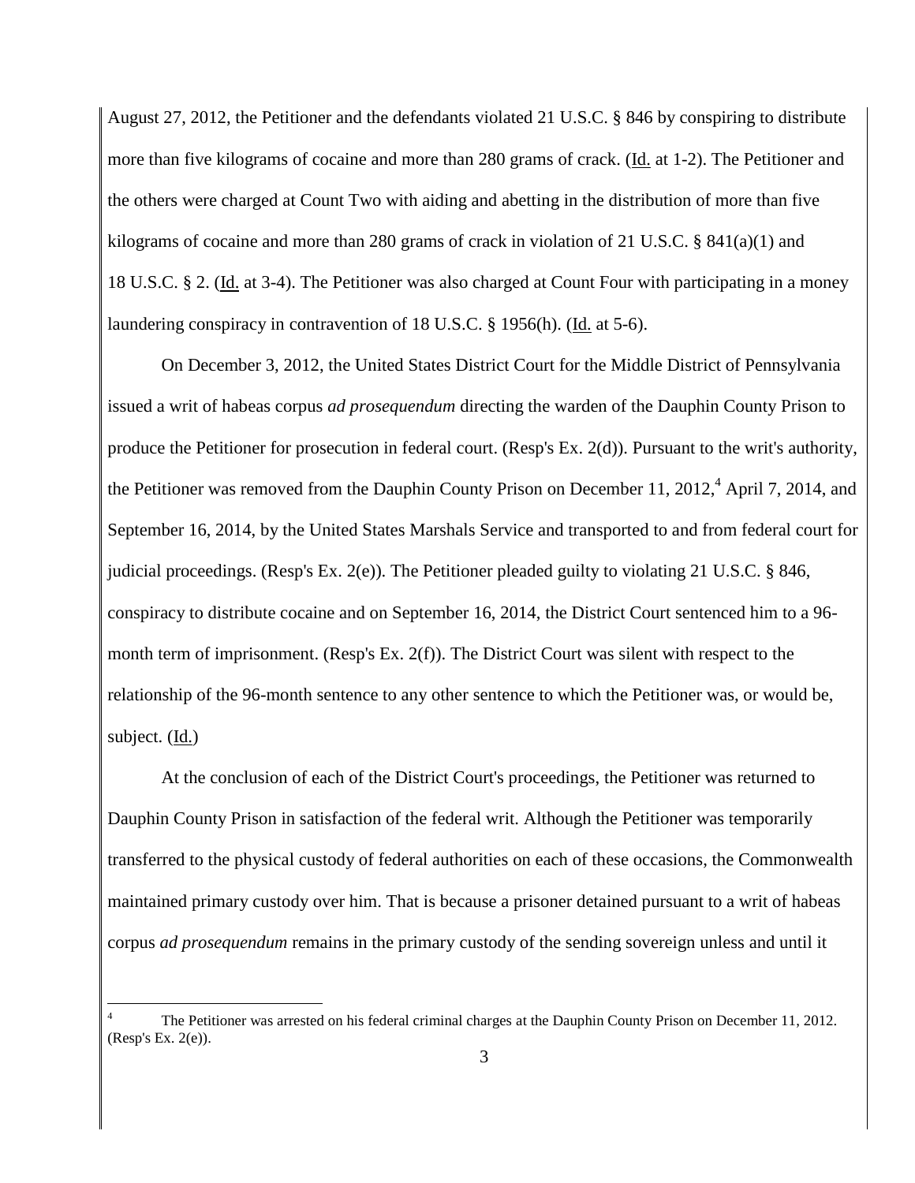August 27, 2012, the Petitioner and the defendants violated 21 U.S.C. § 846 by conspiring to distribute more than five kilograms of cocaine and more than 280 grams of crack. (Id. at 1-2). The Petitioner and the others were charged at Count Two with aiding and abetting in the distribution of more than five kilograms of cocaine and more than 280 grams of crack in violation of 21 U.S.C. § 841(a)(1) and 18 U.S.C. § 2. (Id. at 3-4). The Petitioner was also charged at Count Four with participating in a money laundering conspiracy in contravention of 18 U.S.C. § 1956(h). (Id. at 5-6).

On December 3, 2012, the United States District Court for the Middle District of Pennsylvania issued a writ of habeas corpus *ad prosequendum* directing the warden of the Dauphin County Prison to produce the Petitioner for prosecution in federal court. (Resp's Ex. 2(d)). Pursuant to the writ's authority, the Petitioner was removed from the Dauphin County Prison on December 11, 2012,[4] April 7, 2014, and September 16, 2014, by the United States Marshals Service and transported to and from federal court for judicial proceedings. (Resp's Ex. 2(e)). The Petitioner pleaded guilty to violating 21 U.S.C. § 846, conspiracy to distribute cocaine and on September 16, 2014, the District Court sentenced him to a 96-month term of imprisonment. (Resp's Ex. 2(f)). The District Court was silent with respect to the relationship of the 96-month sentence to any other sentence to which the Petitioner was, or would be, subject. (Id.)

At the conclusion of each of the District Court's proceedings, the Petitioner was returned to Dauphin County Prison in satisfaction of the federal writ. Although the Petitioner was temporarily transferred to the physical custody of federal authorities on each of these occasions, the Commonwealth maintained primary custody over him. That is because a prisoner detained pursuant to a writ of habeas corpus *ad prosequendum* remains in the primary custody of the sending sovereign unless and until it

[4] The Petitioner was arrested on his federal criminal charges at the Dauphin County Prison on December 11, 2012. (Resp's Ex. 2(e)).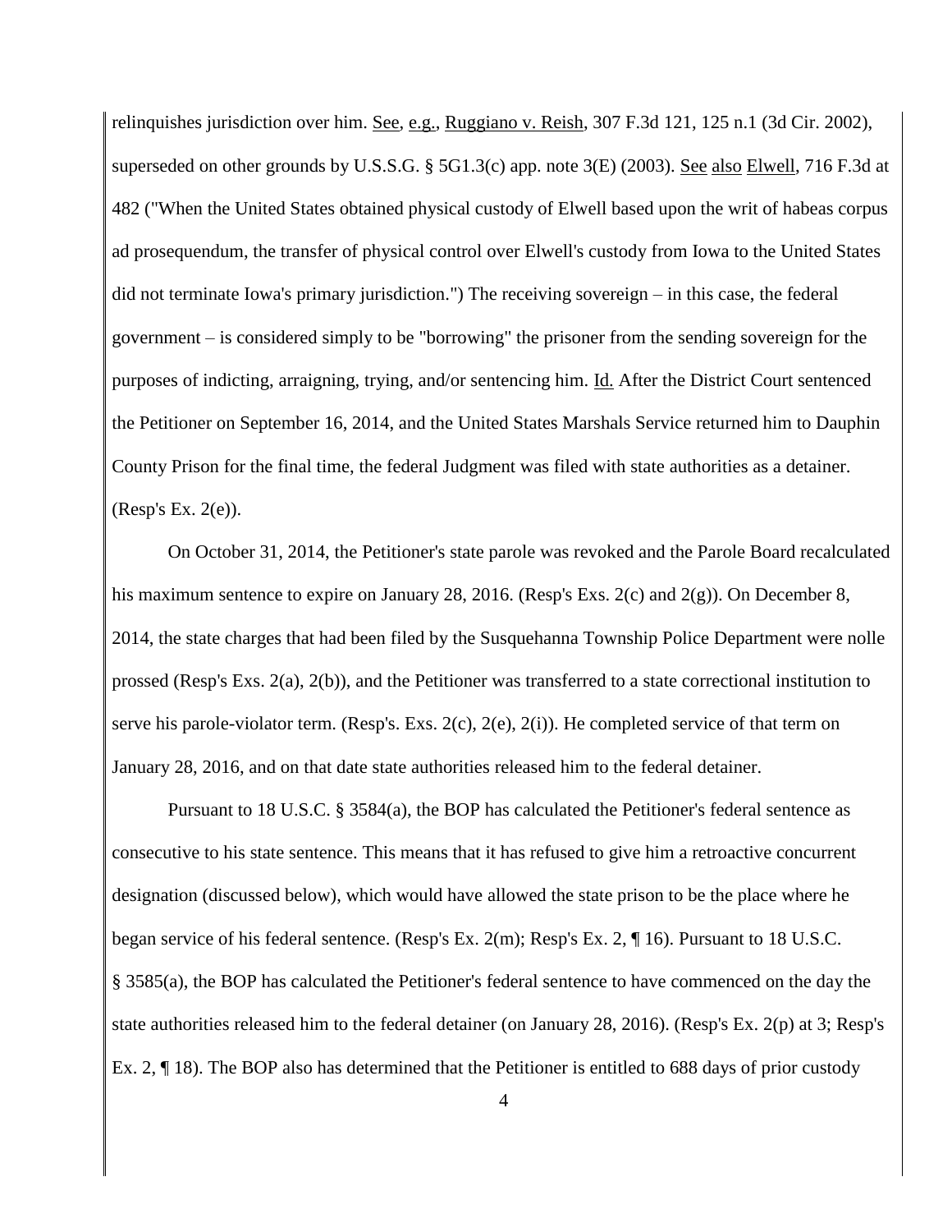relinquishes jurisdiction over him. See, e.g., Ruggiano v. Reish, 307 F.3d 121, 125 n.1 (3d Cir. 2002), superseded on other grounds by U.S.S.G. § 5G1.3(c) app. note 3(E) (2003). See also Elwell, 716 F.3d at 482 ("When the United States obtained physical custody of Elwell based upon the writ of habeas corpus ad prosequendum, the transfer of physical control over Elwell's custody from Iowa to the United States did not terminate Iowa's primary jurisdiction.") The receiving sovereign – in this case, the federal government – is considered simply to be "borrowing" the prisoner from the sending sovereign for the purposes of indicting, arraigning, trying, and/or sentencing him. Id. After the District Court sentenced the Petitioner on September 16, 2014, and the United States Marshals Service returned him to Dauphin County Prison for the final time, the federal Judgment was filed with state authorities as a detainer. (Resp's Ex. 2(e)).

On October 31, 2014, the Petitioner's state parole was revoked and the Parole Board recalculated his maximum sentence to expire on January 28, 2016. (Resp's Exs. 2(c) and 2(g)). On December 8, 2014, the state charges that had been filed by the Susquehanna Township Police Department were nolle prossed (Resp's Exs. 2(a), 2(b)), and the Petitioner was transferred to a state correctional institution to serve his parole-violator term. (Resp's. Exs. 2(c), 2(e), 2(i)). He completed service of that term on January 28, 2016, and on that date state authorities released him to the federal detainer.

Pursuant to 18 U.S.C. § 3584(a), the BOP has calculated the Petitioner's federal sentence as consecutive to his state sentence. This means that it has refused to give him a retroactive concurrent designation (discussed below), which would have allowed the state prison to be the place where he began service of his federal sentence. (Resp's Ex. 2(m); Resp's Ex. 2, ¶ 16). Pursuant to 18 U.S.C. § 3585(a), the BOP has calculated the Petitioner's federal sentence to have commenced on the day the state authorities released him to the federal detainer (on January 28, 2016). (Resp's Ex. 2(p) at 3; Resp's Ex. 2, ¶ 18). The BOP also has determined that the Petitioner is entitled to 688 days of prior custody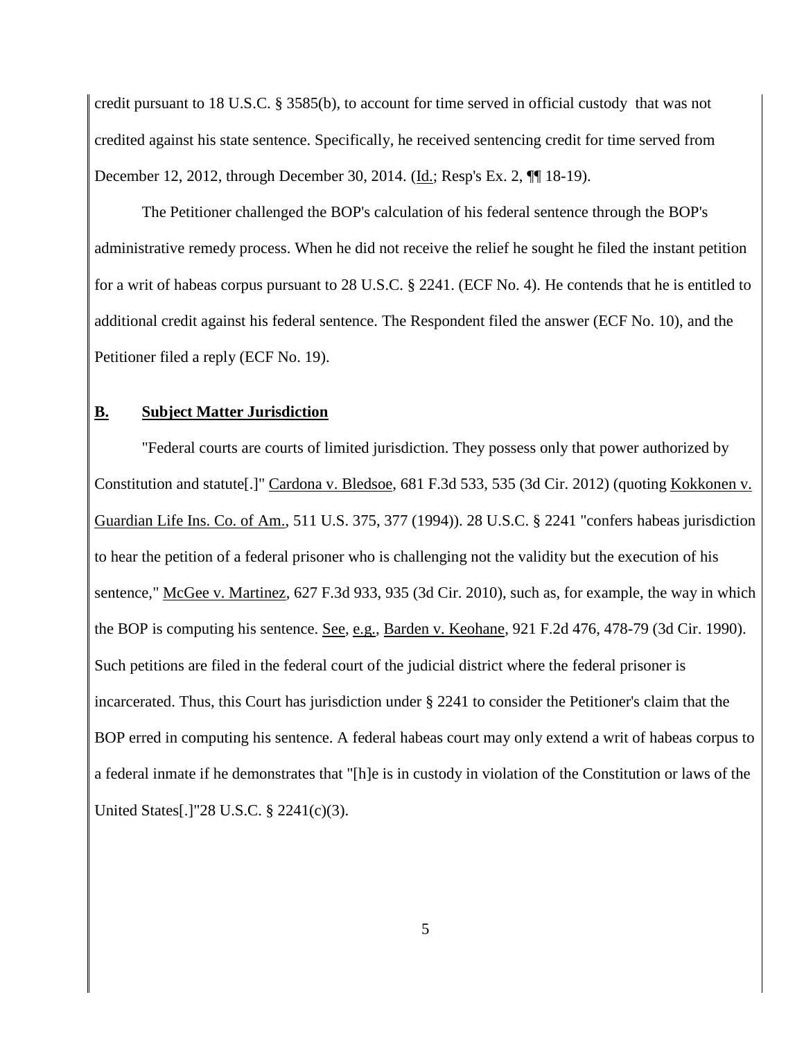credit pursuant to 18 U.S.C. § 3585(b), to account for time served in official custody that was not credited against his state sentence. Specifically, he received sentencing credit for time served from December 12, 2012, through December 30, 2014. (Id.; Resp's Ex. 2, ¶¶ 18-19).

The Petitioner challenged the BOP's calculation of his federal sentence through the BOP's administrative remedy process. When he did not receive the relief he sought he filed the instant petition for a writ of habeas corpus pursuant to 28 U.S.C. § 2241. (ECF No. 4). He contends that he is entitled to additional credit against his federal sentence. The Respondent filed the answer (ECF No. 10), and the Petitioner filed a reply (ECF No. 19).

## B. Subject Matter Jurisdiction

"Federal courts are courts of limited jurisdiction. They possess only that power authorized by Constitution and statute[.]" Cardona v. Bledsoe, 681 F.3d 533, 535 (3d Cir. 2012) (quoting Kokkonen v. Guardian Life Ins. Co. of Am., 511 U.S. 375, 377 (1994)). 28 U.S.C. § 2241 "confers habeas jurisdiction to hear the petition of a federal prisoner who is challenging not the validity but the execution of his sentence," McGee v. Martinez, 627 F.3d 933, 935 (3d Cir. 2010), such as, for example, the way in which the BOP is computing his sentence. See, e.g., Barden v. Keohane, 921 F.2d 476, 478-79 (3d Cir. 1990). Such petitions are filed in the federal court of the judicial district where the federal prisoner is incarcerated. Thus, this Court has jurisdiction under § 2241 to consider the Petitioner's claim that the BOP erred in computing his sentence. A federal habeas court may only extend a writ of habeas corpus to a federal inmate if he demonstrates that "[h]e is in custody in violation of the Constitution or laws of the United States[.]"28 U.S.C. § 2241(c)(3).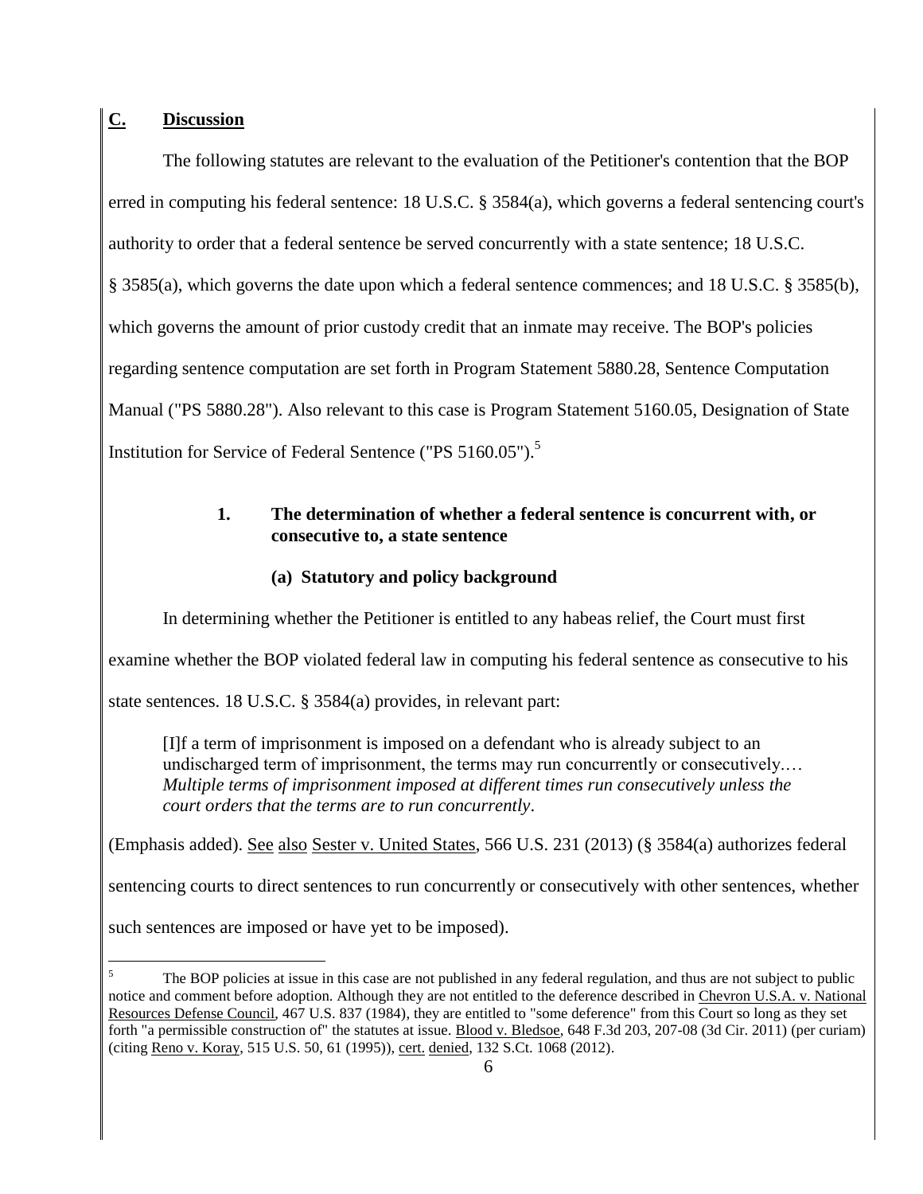## C. Discussion

The following statutes are relevant to the evaluation of the Petitioner's contention that the BOP erred in computing his federal sentence: 18 U.S.C. § 3584(a), which governs a federal sentencing court's authority to order that a federal sentence be served concurrently with a state sentence; 18 U.S.C. § 3585(a), which governs the date upon which a federal sentence commences; and 18 U.S.C. § 3585(b), which governs the amount of prior custody credit that an inmate may receive. The BOP's policies regarding sentence computation are set forth in Program Statement 5880.28, Sentence Computation Manual ("PS 5880.28"). Also relevant to this case is Program Statement 5160.05, Designation of State Institution for Service of Federal Sentence ("PS 5160.05").[5]

### 1. The determination of whether a federal sentence is concurrent with, or consecutive to, a state sentence

#### (a) Statutory and policy background

In determining whether the Petitioner is entitled to any habeas relief, the Court must first examine whether the BOP violated federal law in computing his federal sentence as consecutive to his state sentences. 18 U.S.C. § 3584(a) provides, in relevant part:

> [I]f a term of imprisonment is imposed on a defendant who is already subject to an undischarged term of imprisonment, the terms may run concurrently or consecutively.… *Multiple terms of imprisonment imposed at different times run consecutively unless the court orders that the terms are to run concurrently*.

(Emphasis added). See also Sester v. United States, 566 U.S. 231 (2013) (§ 3584(a) authorizes federal sentencing courts to direct sentences to run concurrently or consecutively with other sentences, whether such sentences are imposed or have yet to be imposed).

---

[5] The BOP policies at issue in this case are not published in any federal regulation, and thus are not subject to public notice and comment before adoption. Although they are not entitled to the deference described in Chevron U.S.A. v. National Resources Defense Council, 467 U.S. 837 (1984), they are entitled to "some deference" from this Court so long as they set forth "a permissible construction of" the statutes at issue. Blood v. Bledsoe, 648 F.3d 203, 207-08 (3d Cir. 2011) (per curiam) (citing Reno v. Koray, 515 U.S. 50, 61 (1995)), cert. denied, 132 S.Ct. 1068 (2012).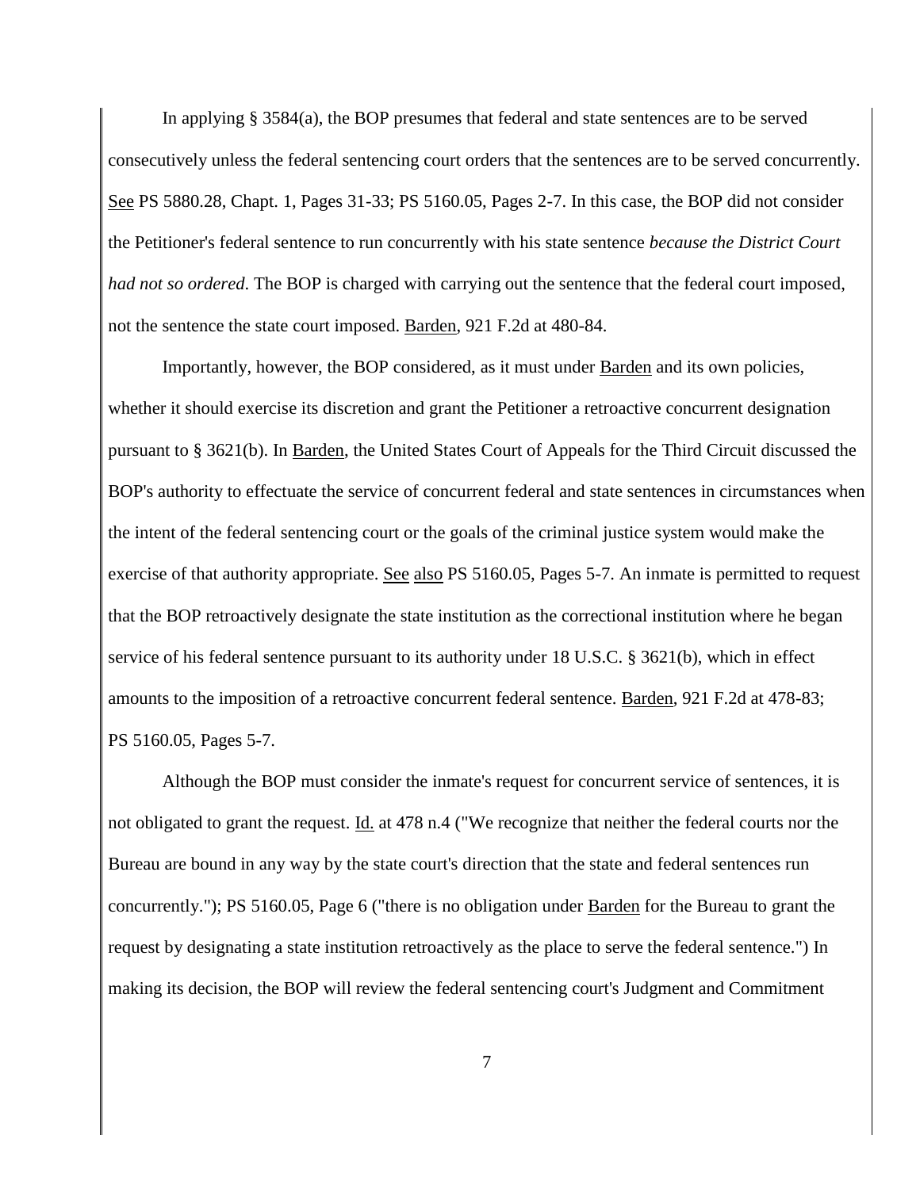In applying § 3584(a), the BOP presumes that federal and state sentences are to be served consecutively unless the federal sentencing court orders that the sentences are to be served concurrently. See PS 5880.28, Chapt. 1, Pages 31-33; PS 5160.05, Pages 2-7. In this case, the BOP did not consider the Petitioner's federal sentence to run concurrently with his state sentence *because the District Court had not so ordered*. The BOP is charged with carrying out the sentence that the federal court imposed, not the sentence the state court imposed. Barden, 921 F.2d at 480-84.

Importantly, however, the BOP considered, as it must under Barden and its own policies, whether it should exercise its discretion and grant the Petitioner a retroactive concurrent designation pursuant to § 3621(b). In Barden, the United States Court of Appeals for the Third Circuit discussed the BOP's authority to effectuate the service of concurrent federal and state sentences in circumstances when the intent of the federal sentencing court or the goals of the criminal justice system would make the exercise of that authority appropriate. See also PS 5160.05, Pages 5-7. An inmate is permitted to request that the BOP retroactively designate the state institution as the correctional institution where he began service of his federal sentence pursuant to its authority under 18 U.S.C. § 3621(b), which in effect amounts to the imposition of a retroactive concurrent federal sentence. Barden, 921 F.2d at 478-83; PS 5160.05, Pages 5-7.

Although the BOP must consider the inmate's request for concurrent service of sentences, it is not obligated to grant the request. Id. at 478 n.4 ("We recognize that neither the federal courts nor the Bureau are bound in any way by the state court's direction that the state and federal sentences run concurrently."); PS 5160.05, Page 6 ("there is no obligation under Barden for the Bureau to grant the request by designating a state institution retroactively as the place to serve the federal sentence.") In making its decision, the BOP will review the federal sentencing court's Judgment and Commitment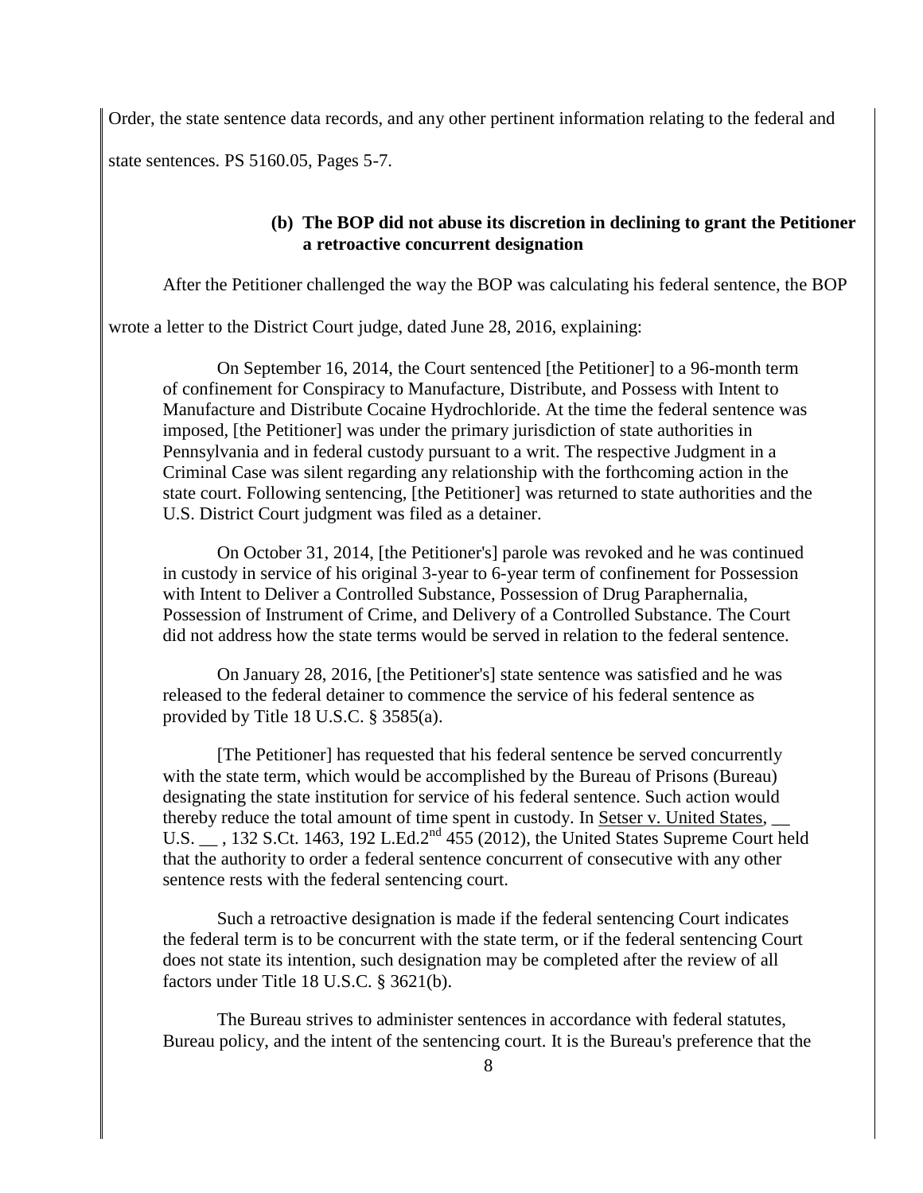Order, the state sentence data records, and any other pertinent information relating to the federal and state sentences. PS 5160.05, Pages 5-7.

**(b) The BOP did not abuse its discretion in declining to grant the Petitioner a retroactive concurrent designation**

After the Petitioner challenged the way the BOP was calculating his federal sentence, the BOP wrote a letter to the District Court judge, dated June 28, 2016, explaining:

> On September 16, 2014, the Court sentenced [the Petitioner] to a 96-month term of confinement for Conspiracy to Manufacture, Distribute, and Possess with Intent to Manufacture and Distribute Cocaine Hydrochloride. At the time the federal sentence was imposed, [the Petitioner] was under the primary jurisdiction of state authorities in Pennsylvania and in federal custody pursuant to a writ. The respective Judgment in a Criminal Case was silent regarding any relationship with the forthcoming action in the state court. Following sentencing, [the Petitioner] was returned to state authorities and the U.S. District Court judgment was filed as a detainer.
>
> On October 31, 2014, [the Petitioner's] parole was revoked and he was continued in custody in service of his original 3-year to 6-year term of confinement for Possession with Intent to Deliver a Controlled Substance, Possession of Drug Paraphernalia, Possession of Instrument of Crime, and Delivery of a Controlled Substance. The Court did not address how the state terms would be served in relation to the federal sentence.
>
> On January 28, 2016, [the Petitioner's] state sentence was satisfied and he was released to the federal detainer to commence the service of his federal sentence as provided by Title 18 U.S.C. § 3585(a).
>
> [The Petitioner] has requested that his federal sentence be served concurrently with the state term, which would be accomplished by the Bureau of Prisons (Bureau) designating the state institution for service of his federal sentence. Such action would thereby reduce the total amount of time spent in custody. In Setser v. United States, __ U.S. __ , 132 S.Ct. 1463, 192 L.Ed.2nd 455 (2012), the United States Supreme Court held that the authority to order a federal sentence concurrent of consecutive with any other sentence rests with the federal sentencing court.
>
> Such a retroactive designation is made if the federal sentencing Court indicates the federal term is to be concurrent with the state term, or if the federal sentencing Court does not state its intention, such designation may be completed after the review of all factors under Title 18 U.S.C. § 3621(b).
>
> The Bureau strives to administer sentences in accordance with federal statutes, Bureau policy, and the intent of the sentencing court. It is the Bureau's preference that the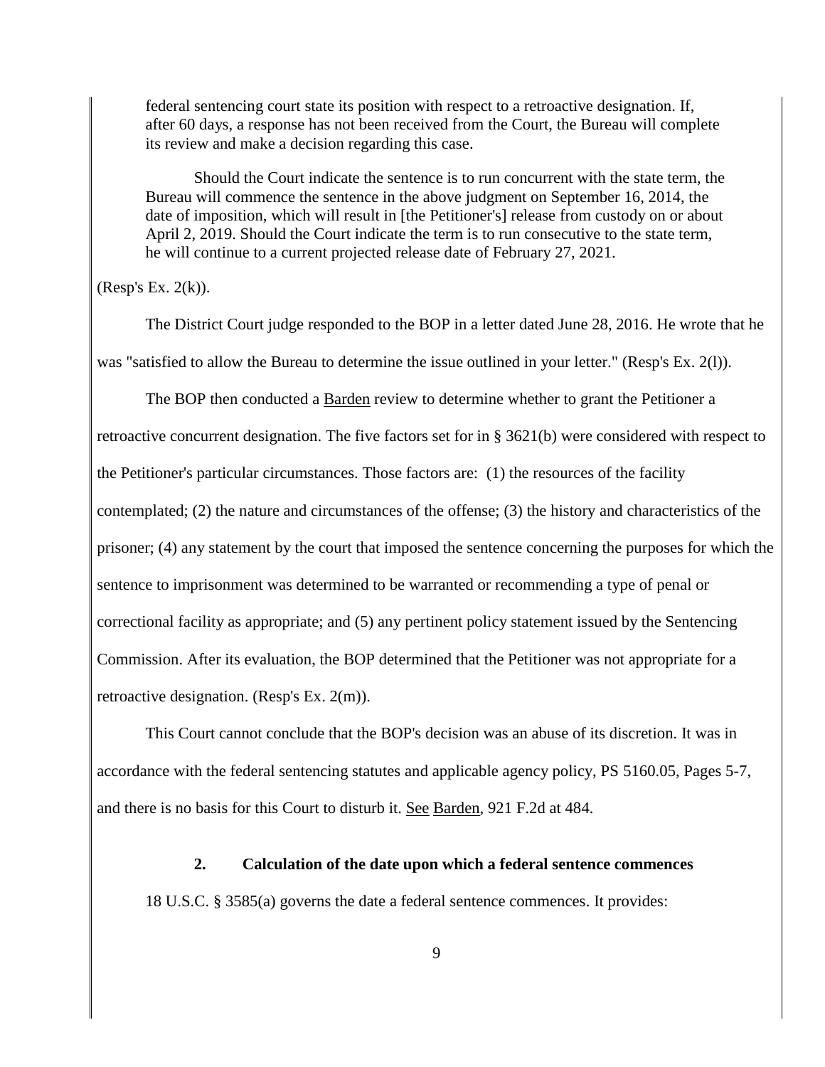> federal sentencing court state its position with respect to a retroactive designation. If, after 60 days, a response has not been received from the Court, the Bureau will complete its review and make a decision regarding this case.
>
> Should the Court indicate the sentence is to run concurrent with the state term, the Bureau will commence the sentence in the above judgment on September 16, 2014, the date of imposition, which will result in [the Petitioner's] release from custody on or about April 2, 2019. Should the Court indicate the term is to run consecutive to the state term, he will continue to a current projected release date of February 27, 2021.

(Resp's Ex. 2(k)).

The District Court judge responded to the BOP in a letter dated June 28, 2016. He wrote that he was "satisfied to allow the Bureau to determine the issue outlined in your letter." (Resp's Ex. 2(l)).

The BOP then conducted a Barden review to determine whether to grant the Petitioner a retroactive concurrent designation. The five factors set for in § 3621(b) were considered with respect to the Petitioner's particular circumstances. Those factors are: (1) the resources of the facility contemplated; (2) the nature and circumstances of the offense; (3) the history and characteristics of the prisoner; (4) any statement by the court that imposed the sentence concerning the purposes for which the sentence to imprisonment was determined to be warranted or recommending a type of penal or correctional facility as appropriate; and (5) any pertinent policy statement issued by the Sentencing Commission. After its evaluation, the BOP determined that the Petitioner was not appropriate for a retroactive designation. (Resp's Ex. 2(m)).

This Court cannot conclude that the BOP's decision was an abuse of its discretion. It was in accordance with the federal sentencing statutes and applicable agency policy, PS 5160.05, Pages 5-7, and there is no basis for this Court to disturb it. See Barden, 921 F.2d at 484.

### 2. Calculation of the date upon which a federal sentence commences

18 U.S.C. § 3585(a) governs the date a federal sentence commences. It provides: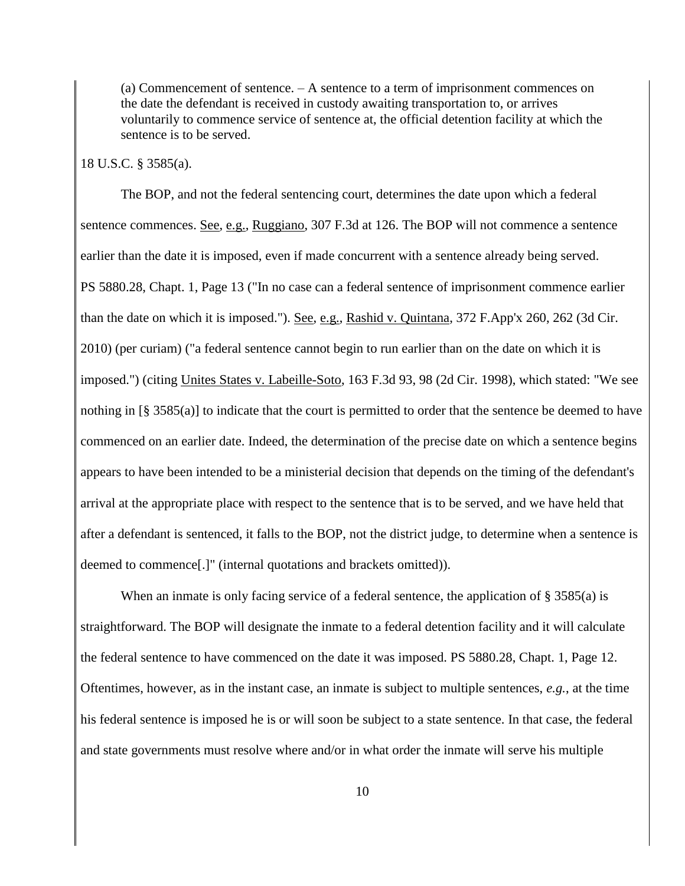> (a) Commencement of sentence. – A sentence to a term of imprisonment commences on the date the defendant is received in custody awaiting transportation to, or arrives voluntarily to commence service of sentence at, the official detention facility at which the sentence is to be served.

18 U.S.C. § 3585(a).

The BOP, and not the federal sentencing court, determines the date upon which a federal sentence commences. See, e.g., Ruggiano, 307 F.3d at 126. The BOP will not commence a sentence earlier than the date it is imposed, even if made concurrent with a sentence already being served. PS 5880.28, Chapt. 1, Page 13 ("In no case can a federal sentence of imprisonment commence earlier than the date on which it is imposed."). See, e.g., Rashid v. Quintana, 372 F.App'x 260, 262 (3d Cir. 2010) (per curiam) ("a federal sentence cannot begin to run earlier than on the date on which it is imposed.") (citing Unites States v. Labeille-Soto, 163 F.3d 93, 98 (2d Cir. 1998), which stated: "We see nothing in [§ 3585(a)] to indicate that the court is permitted to order that the sentence be deemed to have commenced on an earlier date. Indeed, the determination of the precise date on which a sentence begins appears to have been intended to be a ministerial decision that depends on the timing of the defendant's arrival at the appropriate place with respect to the sentence that is to be served, and we have held that after a defendant is sentenced, it falls to the BOP, not the district judge, to determine when a sentence is deemed to commence[.]" (internal quotations and brackets omitted)).

When an inmate is only facing service of a federal sentence, the application of § 3585(a) is straightforward. The BOP will designate the inmate to a federal detention facility and it will calculate the federal sentence to have commenced on the date it was imposed. PS 5880.28, Chapt. 1, Page 12. Oftentimes, however, as in the instant case, an inmate is subject to multiple sentences, *e.g.*, at the time his federal sentence is imposed he is or will soon be subject to a state sentence. In that case, the federal and state governments must resolve where and/or in what order the inmate will serve his multiple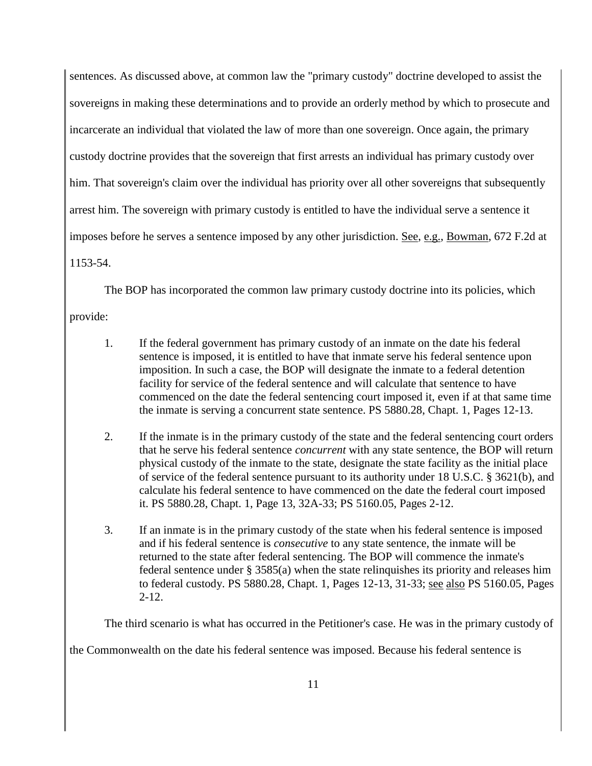sentences. As discussed above, at common law the "primary custody" doctrine developed to assist the sovereigns in making these determinations and to provide an orderly method by which to prosecute and incarcerate an individual that violated the law of more than one sovereign. Once again, the primary custody doctrine provides that the sovereign that first arrests an individual has primary custody over him. That sovereign's claim over the individual has priority over all other sovereigns that subsequently arrest him. The sovereign with primary custody is entitled to have the individual serve a sentence it imposes before he serves a sentence imposed by any other jurisdiction. See, e.g., Bowman, 672 F.2d at 1153-54.

The BOP has incorporated the common law primary custody doctrine into its policies, which provide:

1. If the federal government has primary custody of an inmate on the date his federal sentence is imposed, it is entitled to have that inmate serve his federal sentence upon imposition. In such a case, the BOP will designate the inmate to a federal detention facility for service of the federal sentence and will calculate that sentence to have commenced on the date the federal sentencing court imposed it, even if at that same time the inmate is serving a concurrent state sentence. PS 5880.28, Chapt. 1, Pages 12-13.

2. If the inmate is in the primary custody of the state and the federal sentencing court orders that he serve his federal sentence *concurrent* with any state sentence, the BOP will return physical custody of the inmate to the state, designate the state facility as the initial place of service of the federal sentence pursuant to its authority under 18 U.S.C. § 3621(b), and calculate his federal sentence to have commenced on the date the federal court imposed it. PS 5880.28, Chapt. 1, Page 13, 32A-33; PS 5160.05, Pages 2-12.

3. If an inmate is in the primary custody of the state when his federal sentence is imposed and if his federal sentence is *consecutive* to any state sentence, the inmate will be returned to the state after federal sentencing. The BOP will commence the inmate's federal sentence under § 3585(a) when the state relinquishes its priority and releases him to federal custody. PS 5880.28, Chapt. 1, Pages 12-13, 31-33; see also PS 5160.05, Pages 2-12.

The third scenario is what has occurred in the Petitioner's case. He was in the primary custody of the Commonwealth on the date his federal sentence was imposed. Because his federal sentence is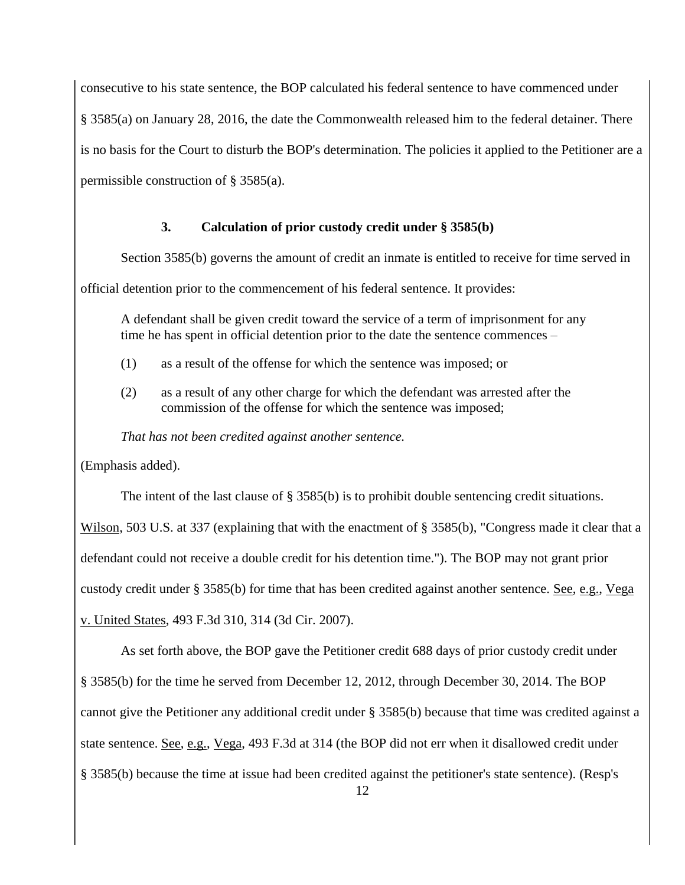consecutive to his state sentence, the BOP calculated his federal sentence to have commenced under § 3585(a) on January 28, 2016, the date the Commonwealth released him to the federal detainer. There is no basis for the Court to disturb the BOP's determination. The policies it applied to the Petitioner are a permissible construction of § 3585(a).

### 3. Calculation of prior custody credit under § 3585(b)

Section 3585(b) governs the amount of credit an inmate is entitled to receive for time served in official detention prior to the commencement of his federal sentence. It provides:

> A defendant shall be given credit toward the service of a term of imprisonment for any time he has spent in official detention prior to the date the sentence commences –
>
> (1) as a result of the offense for which the sentence was imposed; or
>
> (2) as a result of any other charge for which the defendant was arrested after the commission of the offense for which the sentence was imposed;
>
> *That has not been credited against another sentence.*

(Emphasis added).

The intent of the last clause of § 3585(b) is to prohibit double sentencing credit situations. Wilson, 503 U.S. at 337 (explaining that with the enactment of § 3585(b), "Congress made it clear that a defendant could not receive a double credit for his detention time."). The BOP may not grant prior custody credit under § 3585(b) for time that has been credited against another sentence. See, e.g., Vega v. United States, 493 F.3d 310, 314 (3d Cir. 2007).

As set forth above, the BOP gave the Petitioner credit 688 days of prior custody credit under § 3585(b) for the time he served from December 12, 2012, through December 30, 2014. The BOP cannot give the Petitioner any additional credit under § 3585(b) because that time was credited against a state sentence. See, e.g., Vega, 493 F.3d at 314 (the BOP did not err when it disallowed credit under § 3585(b) because the time at issue had been credited against the petitioner's state sentence). (Resp's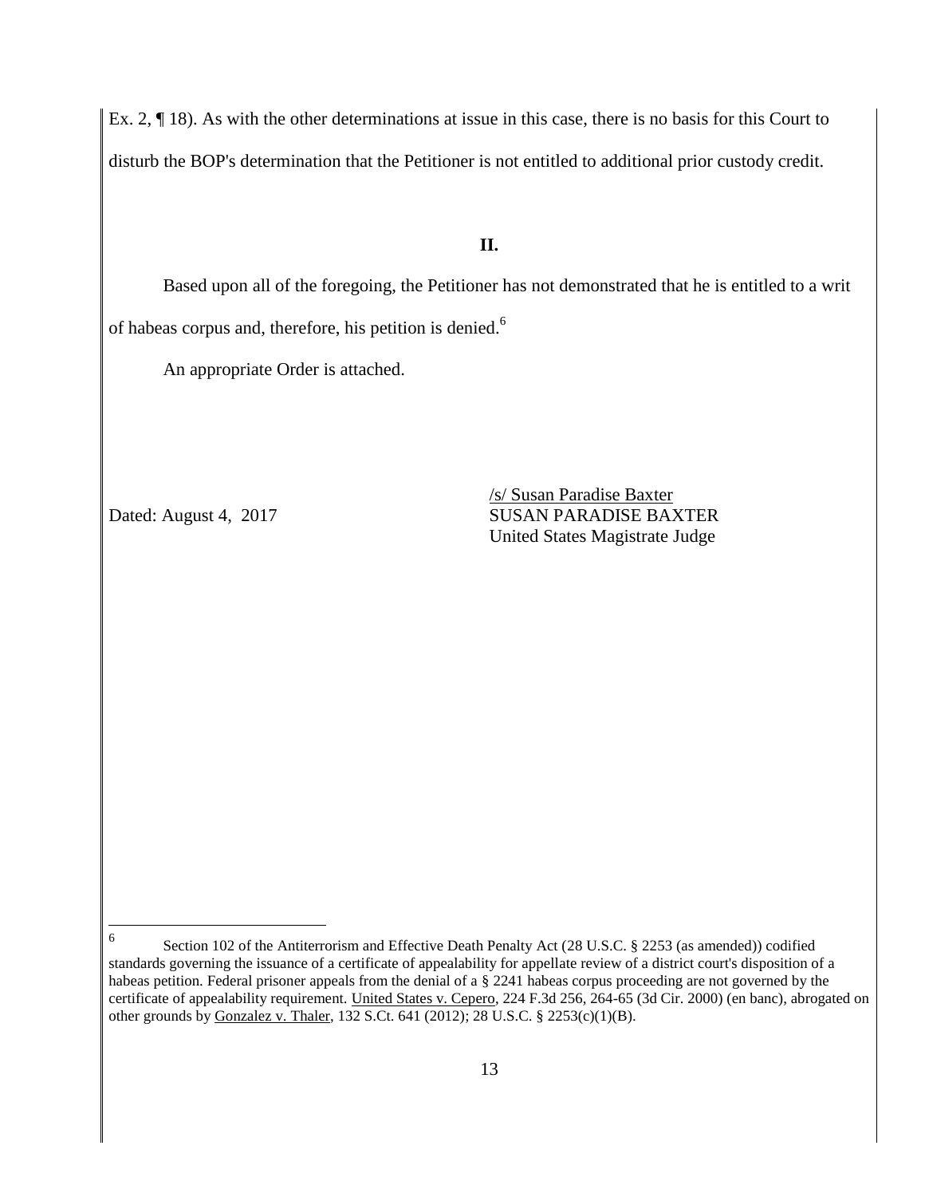Ex. 2, ¶ 18). As with the other determinations at issue in this case, there is no basis for this Court to disturb the BOP's determination that the Petitioner is not entitled to additional prior custody credit.

## II.

Based upon all of the foregoing, the Petitioner has not demonstrated that he is entitled to a writ of habeas corpus and, therefore, his petition is denied.[6]

An appropriate Order is attached.

Dated: August 4, 2017

/s/ Susan Paradise Baxter
SUSAN PARADISE BAXTER
United States Magistrate Judge

---

[6] Section 102 of the Antiterrorism and Effective Death Penalty Act (28 U.S.C. § 2253 (as amended)) codified standards governing the issuance of a certificate of appealability for appellate review of a district court's disposition of a habeas petition. Federal prisoner appeals from the denial of a § 2241 habeas corpus proceeding are not governed by the certificate of appealability requirement. United States v. Cepero, 224 F.3d 256, 264-65 (3d Cir. 2000) (en banc), abrogated on other grounds by Gonzalez v. Thaler, 132 S.Ct. 641 (2012); 28 U.S.C. § 2253(c)(1)(B).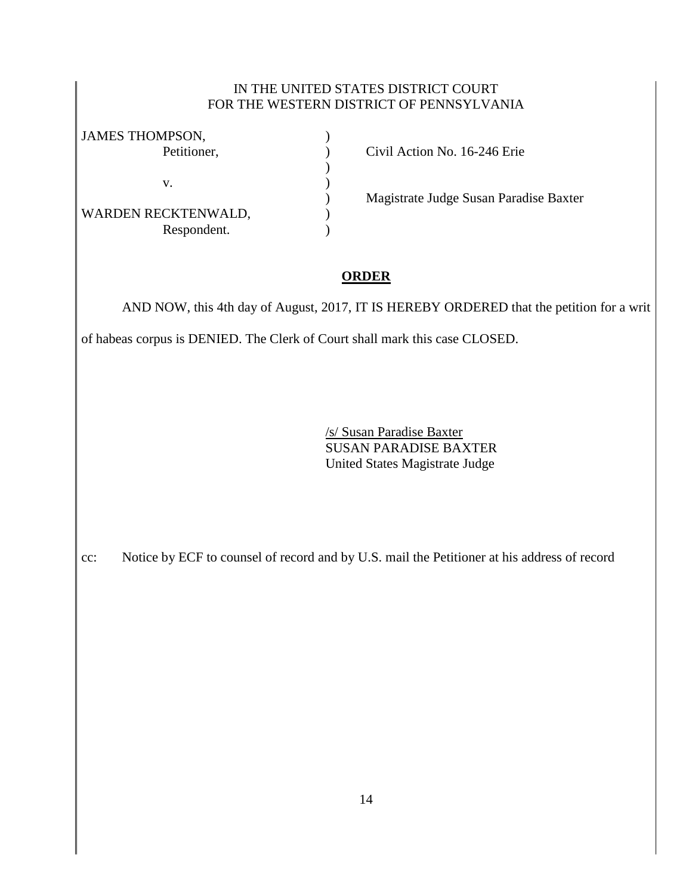IN THE UNITED STATES DISTRICT COURT
FOR THE WESTERN DISTRICT OF PENNSYLVANIA

| | | |
|---|---|---|
| JAMES THOMPSON, | ) | |
| Petitioner, | ) | Civil Action No. 16-246 Erie |
| | ) | |
| v. | ) | |
| | ) | Magistrate Judge Susan Paradise Baxter |
| WARDEN RECKTENWALD, | ) | |
| Respondent. | ) | |

**ORDER**

AND NOW, this 4th day of August, 2017, IT IS HEREBY ORDERED that the petition for a writ of habeas corpus is DENIED. The Clerk of Court shall mark this case CLOSED.

/s/ Susan Paradise Baxter
SUSAN PARADISE BAXTER
United States Magistrate Judge

cc: Notice by ECF to counsel of record and by U.S. mail the Petitioner at his address of record